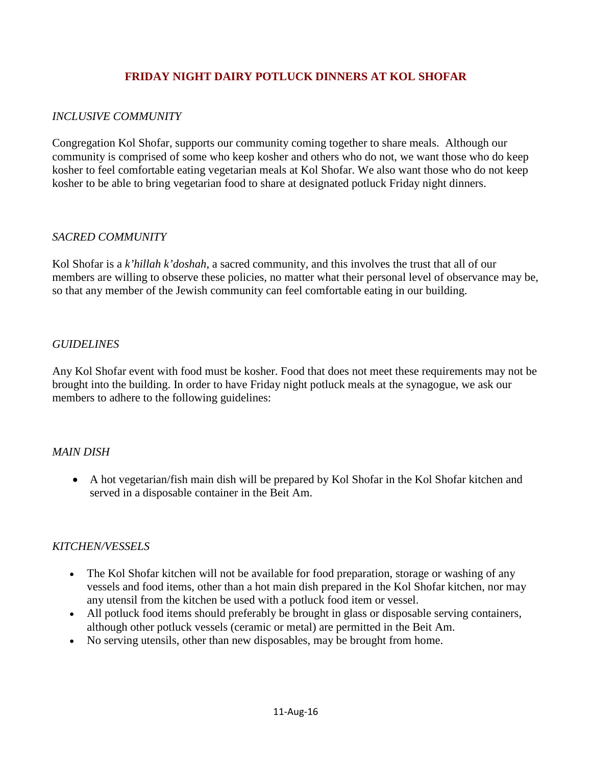# FRIDAY NIGHT DAIRY POTLUCK DINNERS AT KOL SHOFAR

*INCLUSIVE COMMUNITY*

Congregation Kol Shofar, supports our community coming together to share meals. Although our community is comprised of some who keep kosher and others who do not, we want those who do keep kosher to feel comfortable eating vegetarian meals at Kol Shofar. We also want those who do not keep kosher to be able to bring vegetarian food to share at designated potluck Friday night dinners.

*SACRED COMMUNITY*

Kol Shofar is a *k'hillah k'doshah*, a sacred community, and this involves the trust that all of our members are willing to observe these policies, no matter what their personal level of observance may be, so that any member of the Jewish community can feel comfortable eating in our building.

*GUIDELINES*

Any Kol Shofar event with food must be kosher. Food that does not meet these requirements may not be brought into the building. In order to have Friday night potluck meals at the synagogue, we ask our members to adhere to the following guidelines:

*MAIN DISH*

- A hot vegetarian/fish main dish will be prepared by Kol Shofar in the Kol Shofar kitchen and served in a disposable container in the Beit Am.

*KITCHEN/VESSELS*

- The Kol Shofar kitchen will not be available for food preparation, storage or washing of any vessels and food items, other than a hot main dish prepared in the Kol Shofar kitchen, nor may any utensil from the kitchen be used with a potluck food item or vessel.
- All potluck food items should preferably be brought in glass or disposable serving containers, although other potluck vessels (ceramic or metal) are permitted in the Beit Am.
- No serving utensils, other than new disposables, may be brought from home.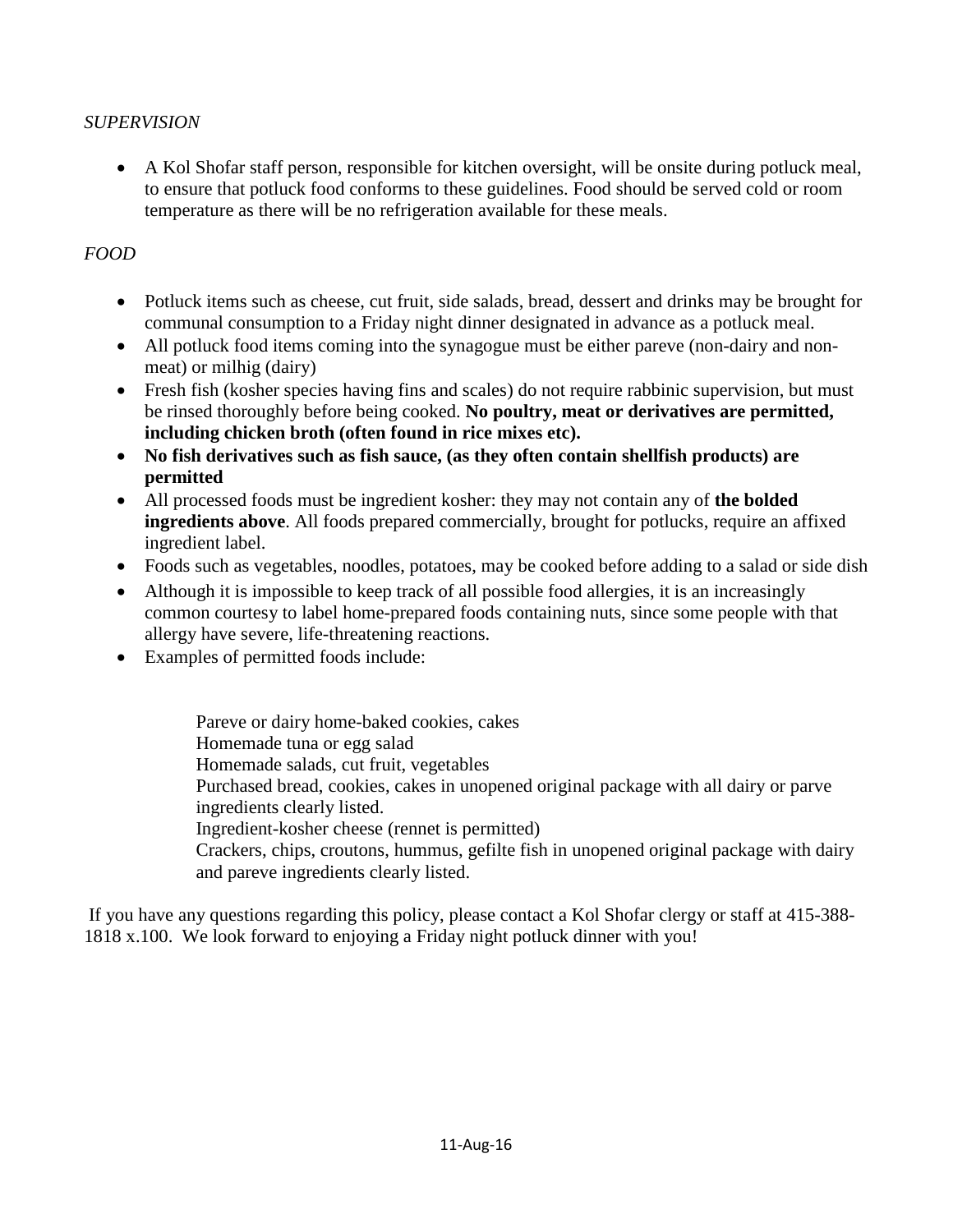*SUPERVISION*

- A Kol Shofar staff person, responsible for kitchen oversight, will be onsite during potluck meal, to ensure that potluck food conforms to these guidelines. Food should be served cold or room temperature as there will be no refrigeration available for these meals.

*FOOD*

- Potluck items such as cheese, cut fruit, side salads, bread, dessert and drinks may be brought for communal consumption to a Friday night dinner designated in advance as a potluck meal.
- All potluck food items coming into the synagogue must be either pareve (non-dairy and non-meat) or milhig (dairy)
- Fresh fish (kosher species having fins and scales) do not require rabbinic supervision, but must be rinsed thoroughly before being cooked. **No poultry, meat or derivatives are permitted, including chicken broth (often found in rice mixes etc).**
- **No fish derivatives such as fish sauce, (as they often contain shellfish products) are permitted**
- All processed foods must be ingredient kosher: they may not contain any of **the bolded ingredients above**. All foods prepared commercially, brought for potlucks, require an affixed ingredient label.
- Foods such as vegetables, noodles, potatoes, may be cooked before adding to a salad or side dish
- Although it is impossible to keep track of all possible food allergies, it is an increasingly common courtesy to label home-prepared foods containing nuts, since some people with that allergy have severe, life-threatening reactions.
- Examples of permitted foods include:

  Pareve or dairy home-baked cookies, cakes
  Homemade tuna or egg salad
  Homemade salads, cut fruit, vegetables
  Purchased bread, cookies, cakes in unopened original package with all dairy or parve ingredients clearly listed.
  Ingredient-kosher cheese (rennet is permitted)
  Crackers, chips, croutons, hummus, gefilte fish in unopened original package with dairy and pareve ingredients clearly listed.

If you have any questions regarding this policy, please contact a Kol Shofar clergy or staff at 415-388-1818 x.100. We look forward to enjoying a Friday night potluck dinner with you!

11-Aug-16